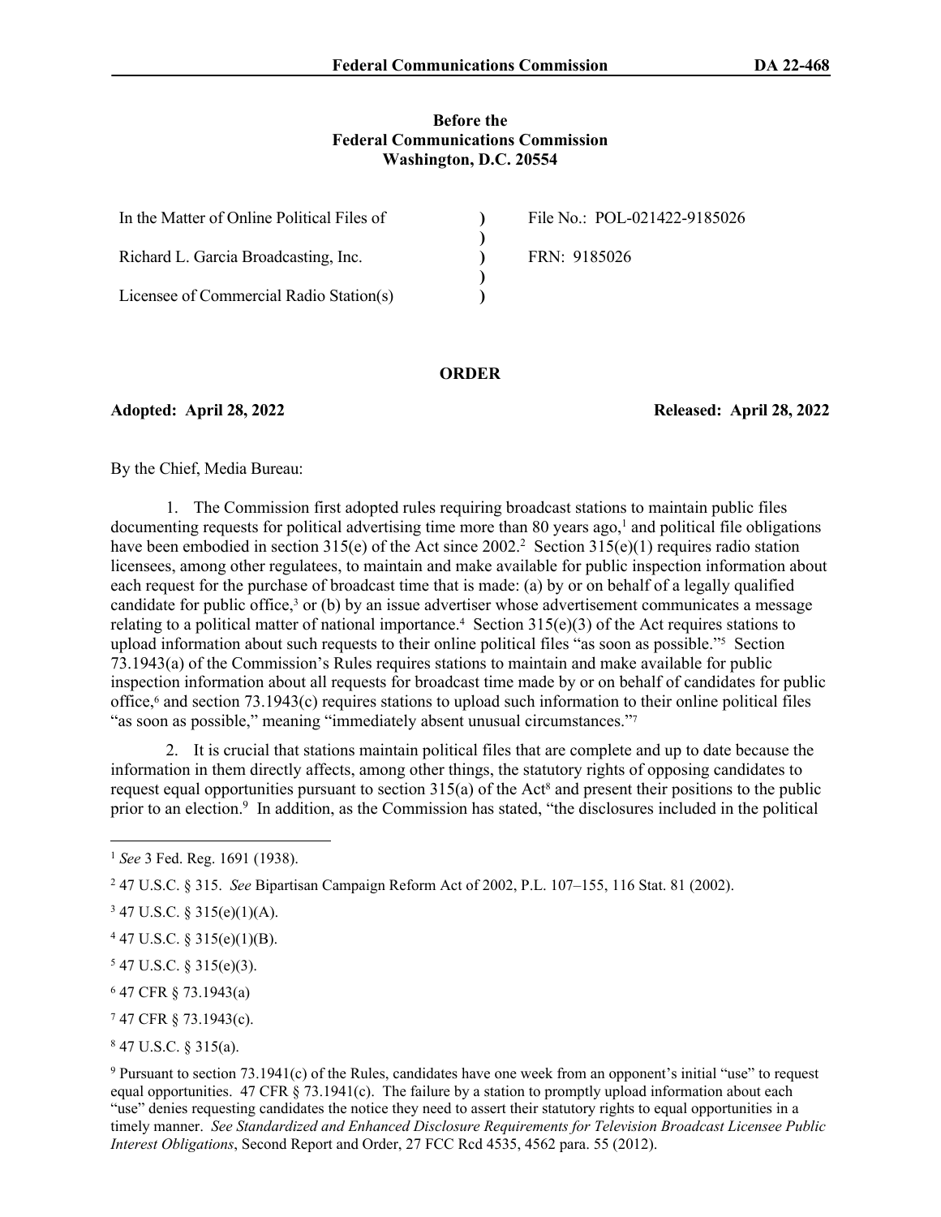**Before the**
**Federal Communications Commission**
**Washington, D.C. 20554**

| | | |
|---|---|---|
| In the Matter of Online Political Files of | ) | File No.: POL-021422-9185026 |
| | ) | |
| Richard L. Garcia Broadcasting, Inc. | ) | FRN: 9185026 |
| | ) | |
| Licensee of Commercial Radio Station(s) | ) | |

## ORDER

**Adopted: April 28, 2022** **Released: April 28, 2022**

By the Chief, Media Bureau:

1. The Commission first adopted rules requiring broadcast stations to maintain public files documenting requests for political advertising time more than 80 years ago,[1] and political file obligations have been embodied in section 315(e) of the Act since 2002.[2] Section 315(e)(1) requires radio station licensees, among other regulatees, to maintain and make available for public inspection information about each request for the purchase of broadcast time that is made: (a) by or on behalf of a legally qualified candidate for public office,[3] or (b) by an issue advertiser whose advertisement communicates a message relating to a political matter of national importance.[4] Section 315(e)(3) of the Act requires stations to upload information about such requests to their online political files "as soon as possible."[5] Section 73.1943(a) of the Commission's Rules requires stations to maintain and make available for public inspection information about all requests for broadcast time made by or on behalf of candidates for public office,[6] and section 73.1943(c) requires stations to upload such information to their online political files "as soon as possible," meaning "immediately absent unusual circumstances."[7]

2. It is crucial that stations maintain political files that are complete and up to date because the information in them directly affects, among other things, the statutory rights of opposing candidates to request equal opportunities pursuant to section 315(a) of the Act[8] and present their positions to the public prior to an election.[9] In addition, as the Commission has stated, "the disclosures included in the political

---

[1] *See* 3 Fed. Reg. 1691 (1938).

[2] 47 U.S.C. § 315. *See* Bipartisan Campaign Reform Act of 2002, P.L. 107–155, 116 Stat. 81 (2002).

[3] 47 U.S.C. § 315(e)(1)(A).

[4] 47 U.S.C. § 315(e)(1)(B).

[5] 47 U.S.C. § 315(e)(3).

[6] 47 CFR § 73.1943(a)

[7] 47 CFR § 73.1943(c).

[8] 47 U.S.C. § 315(a).

[9] Pursuant to section 73.1941(c) of the Rules, candidates have one week from an opponent's initial "use" to request equal opportunities. 47 CFR § 73.1941(c). The failure by a station to promptly upload information about each "use" denies requesting candidates the notice they need to assert their statutory rights to equal opportunities in a timely manner. *See Standardized and Enhanced Disclosure Requirements for Television Broadcast Licensee Public Interest Obligations*, Second Report and Order, 27 FCC Rcd 4535, 4562 para. 55 (2012).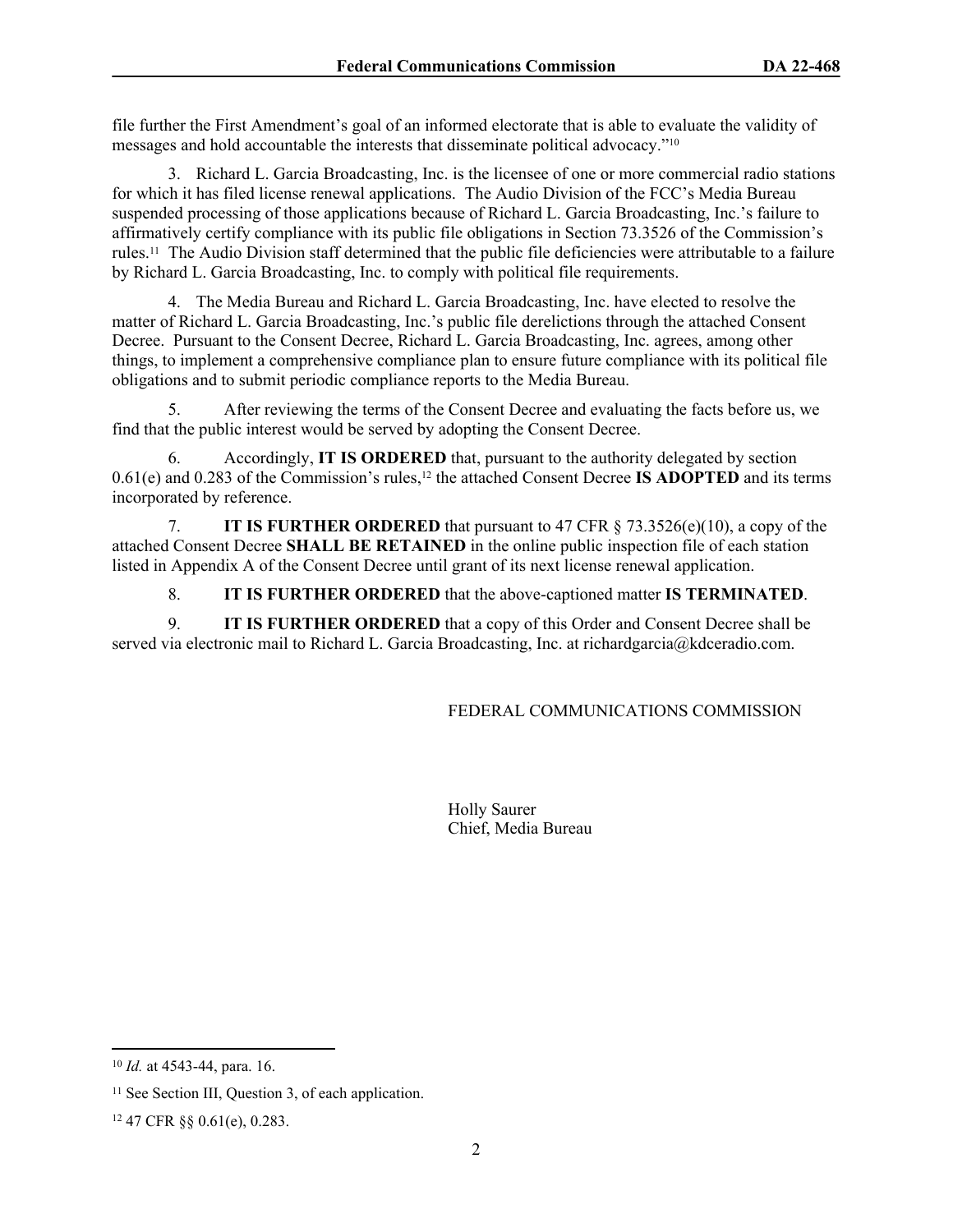file further the First Amendment's goal of an informed electorate that is able to evaluate the validity of messages and hold accountable the interests that disseminate political advocacy."[10]

3. Richard L. Garcia Broadcasting, Inc. is the licensee of one or more commercial radio stations for which it has filed license renewal applications. The Audio Division of the FCC's Media Bureau suspended processing of those applications because of Richard L. Garcia Broadcasting, Inc.'s failure to affirmatively certify compliance with its public file obligations in Section 73.3526 of the Commission's rules.[11] The Audio Division staff determined that the public file deficiencies were attributable to a failure by Richard L. Garcia Broadcasting, Inc. to comply with political file requirements.

4. The Media Bureau and Richard L. Garcia Broadcasting, Inc. have elected to resolve the matter of Richard L. Garcia Broadcasting, Inc.'s public file derelictions through the attached Consent Decree. Pursuant to the Consent Decree, Richard L. Garcia Broadcasting, Inc. agrees, among other things, to implement a comprehensive compliance plan to ensure future compliance with its political file obligations and to submit periodic compliance reports to the Media Bureau.

5. After reviewing the terms of the Consent Decree and evaluating the facts before us, we find that the public interest would be served by adopting the Consent Decree.

6. Accordingly, **IT IS ORDERED** that, pursuant to the authority delegated by section 0.61(e) and 0.283 of the Commission's rules,[12] the attached Consent Decree **IS ADOPTED** and its terms incorporated by reference.

7. **IT IS FURTHER ORDERED** that pursuant to 47 CFR § 73.3526(e)(10), a copy of the attached Consent Decree **SHALL BE RETAINED** in the online public inspection file of each station listed in Appendix A of the Consent Decree until grant of its next license renewal application.

8. **IT IS FURTHER ORDERED** that the above-captioned matter **IS TERMINATED**.

9. **IT IS FURTHER ORDERED** that a copy of this Order and Consent Decree shall be served via electronic mail to Richard L. Garcia Broadcasting, Inc. at richardgarcia@kdceradio.com.

FEDERAL COMMUNICATIONS COMMISSION

Holly Saurer
Chief, Media Bureau

---

[10] *Id.* at 4543-44, para. 16.

[11] See Section III, Question 3, of each application.

[12] 47 CFR §§ 0.61(e), 0.283.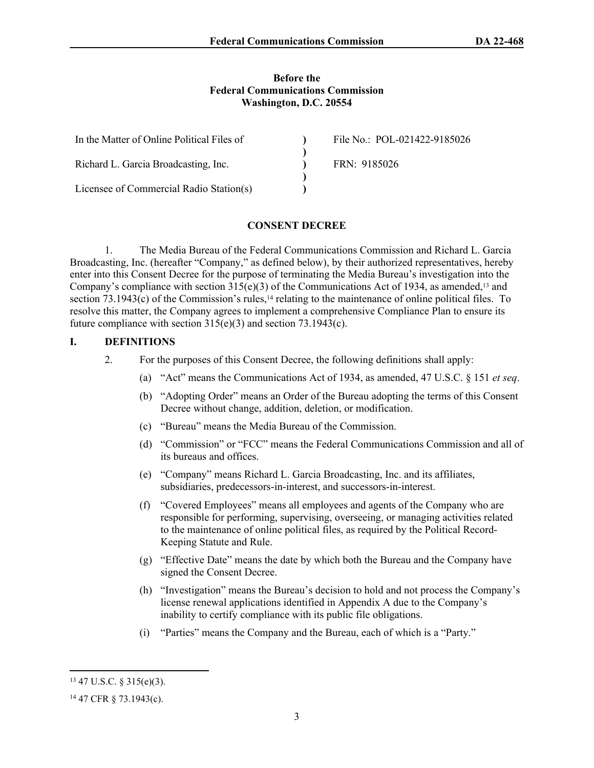**Before the**
**Federal Communications Commission**
**Washington, D.C. 20554**

| | | |
|---|---|---|
| In the Matter of Online Political Files of | ) | File No.: POL-021422-9185026 |
| | ) | |
| Richard L. Garcia Broadcasting, Inc. | ) | FRN: 9185026 |
| | ) | |
| Licensee of Commercial Radio Station(s) | ) | |

## CONSENT DECREE

1. The Media Bureau of the Federal Communications Commission and Richard L. Garcia Broadcasting, Inc. (hereafter "Company," as defined below), by their authorized representatives, hereby enter into this Consent Decree for the purpose of terminating the Media Bureau's investigation into the Company's compliance with section 315(e)(3) of the Communications Act of 1934, as amended,[13] and section 73.1943(c) of the Commission's rules,[14] relating to the maintenance of online political files. To resolve this matter, the Company agrees to implement a comprehensive Compliance Plan to ensure its future compliance with section 315(e)(3) and section 73.1943(c).

## I. DEFINITIONS

2. For the purposes of this Consent Decree, the following definitions shall apply:

   (a) "Act" means the Communications Act of 1934, as amended, 47 U.S.C. § 151 *et seq*.

   (b) "Adopting Order" means an Order of the Bureau adopting the terms of this Consent Decree without change, addition, deletion, or modification.

   (c) "Bureau" means the Media Bureau of the Commission.

   (d) "Commission" or "FCC" means the Federal Communications Commission and all of its bureaus and offices.

   (e) "Company" means Richard L. Garcia Broadcasting, Inc. and its affiliates, subsidiaries, predecessors-in-interest, and successors-in-interest.

   (f) "Covered Employees" means all employees and agents of the Company who are responsible for performing, supervising, overseeing, or managing activities related to the maintenance of online political files, as required by the Political Record-Keeping Statute and Rule.

   (g) "Effective Date" means the date by which both the Bureau and the Company have signed the Consent Decree.

   (h) "Investigation" means the Bureau's decision to hold and not process the Company's license renewal applications identified in Appendix A due to the Company's inability to certify compliance with its public file obligations.

   (i) "Parties" means the Company and the Bureau, each of which is a "Party."

---

[13] 47 U.S.C. § 315(e)(3).

[14] 47 CFR § 73.1943(c).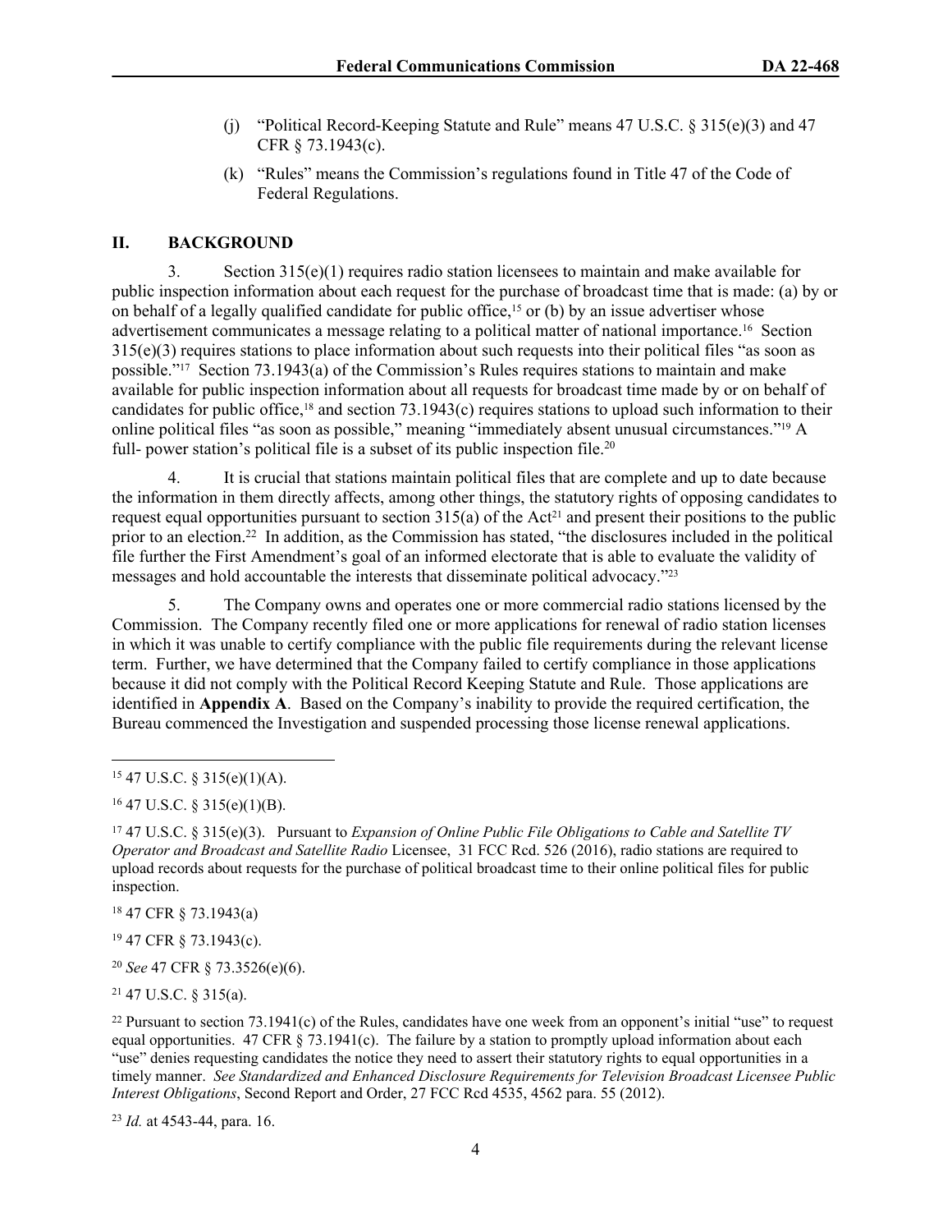(j) "Political Record-Keeping Statute and Rule" means 47 U.S.C. § 315(e)(3) and 47 CFR § 73.1943(c).

(k) "Rules" means the Commission's regulations found in Title 47 of the Code of Federal Regulations.

## II. BACKGROUND

3. Section 315(e)(1) requires radio station licensees to maintain and make available for public inspection information about each request for the purchase of broadcast time that is made: (a) by or on behalf of a legally qualified candidate for public office,[15] or (b) by an issue advertiser whose advertisement communicates a message relating to a political matter of national importance.[16] Section 315(e)(3) requires stations to place information about such requests into their political files "as soon as possible."[17] Section 73.1943(a) of the Commission's Rules requires stations to maintain and make available for public inspection information about all requests for broadcast time made by or on behalf of candidates for public office,[18] and section 73.1943(c) requires stations to upload such information to their online political files "as soon as possible," meaning "immediately absent unusual circumstances."[19] A full- power station's political file is a subset of its public inspection file.[20]

4. It is crucial that stations maintain political files that are complete and up to date because the information in them directly affects, among other things, the statutory rights of opposing candidates to request equal opportunities pursuant to section 315(a) of the Act[21] and present their positions to the public prior to an election.[22] In addition, as the Commission has stated, "the disclosures included in the political file further the First Amendment's goal of an informed electorate that is able to evaluate the validity of messages and hold accountable the interests that disseminate political advocacy."[23]

5. The Company owns and operates one or more commercial radio stations licensed by the Commission. The Company recently filed one or more applications for renewal of radio station licenses in which it was unable to certify compliance with the public file requirements during the relevant license term. Further, we have determined that the Company failed to certify compliance in those applications because it did not comply with the Political Record Keeping Statute and Rule. Those applications are identified in **Appendix A**. Based on the Company's inability to provide the required certification, the Bureau commenced the Investigation and suspended processing those license renewal applications.

---

[15] 47 U.S.C. § 315(e)(1)(A).

[16] 47 U.S.C. § 315(e)(1)(B).

[17] 47 U.S.C. § 315(e)(3). Pursuant to *Expansion of Online Public File Obligations to Cable and Satellite TV Operator and Broadcast and Satellite Radio* Licensee, 31 FCC Rcd. 526 (2016), radio stations are required to upload records about requests for the purchase of political broadcast time to their online political files for public inspection.

[18] 47 CFR § 73.1943(a)

[19] 47 CFR § 73.1943(c).

[20] *See* 47 CFR § 73.3526(e)(6).

[21] 47 U.S.C. § 315(a).

[22] Pursuant to section 73.1941(c) of the Rules, candidates have one week from an opponent's initial "use" to request equal opportunities. 47 CFR § 73.1941(c). The failure by a station to promptly upload information about each "use" denies requesting candidates the notice they need to assert their statutory rights to equal opportunities in a timely manner. *See Standardized and Enhanced Disclosure Requirements for Television Broadcast Licensee Public Interest Obligations*, Second Report and Order, 27 FCC Rcd 4535, 4562 para. 55 (2012).

[23] *Id.* at 4543-44, para. 16.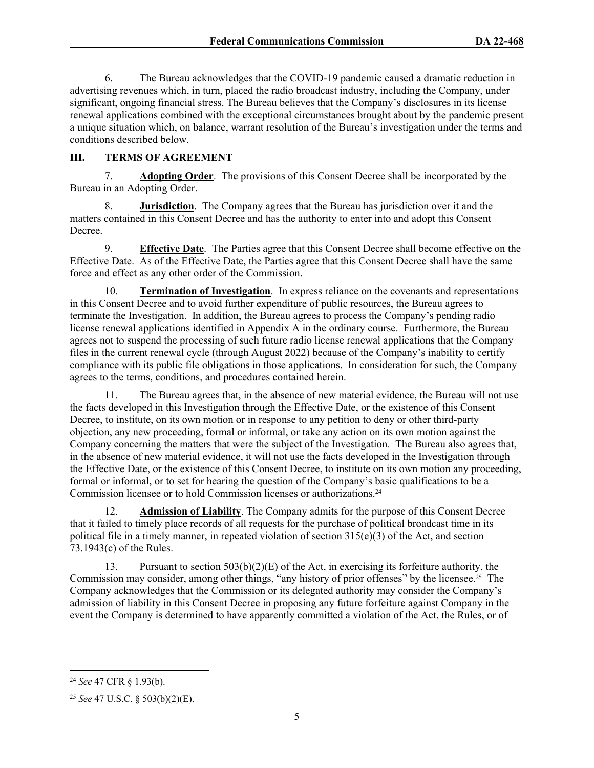6. The Bureau acknowledges that the COVID-19 pandemic caused a dramatic reduction in advertising revenues which, in turn, placed the radio broadcast industry, including the Company, under significant, ongoing financial stress. The Bureau believes that the Company's disclosures in its license renewal applications combined with the exceptional circumstances brought about by the pandemic present a unique situation which, on balance, warrant resolution of the Bureau's investigation under the terms and conditions described below.

## III. TERMS OF AGREEMENT

7. **Adopting Order**. The provisions of this Consent Decree shall be incorporated by the Bureau in an Adopting Order.

8. **Jurisdiction**. The Company agrees that the Bureau has jurisdiction over it and the matters contained in this Consent Decree and has the authority to enter into and adopt this Consent Decree.

9. **Effective Date**. The Parties agree that this Consent Decree shall become effective on the Effective Date. As of the Effective Date, the Parties agree that this Consent Decree shall have the same force and effect as any other order of the Commission.

10. **Termination of Investigation**. In express reliance on the covenants and representations in this Consent Decree and to avoid further expenditure of public resources, the Bureau agrees to terminate the Investigation. In addition, the Bureau agrees to process the Company's pending radio license renewal applications identified in Appendix A in the ordinary course. Furthermore, the Bureau agrees not to suspend the processing of such future radio license renewal applications that the Company files in the current renewal cycle (through August 2022) because of the Company's inability to certify compliance with its public file obligations in those applications. In consideration for such, the Company agrees to the terms, conditions, and procedures contained herein.

11. The Bureau agrees that, in the absence of new material evidence, the Bureau will not use the facts developed in this Investigation through the Effective Date, or the existence of this Consent Decree, to institute, on its own motion or in response to any petition to deny or other third-party objection, any new proceeding, formal or informal, or take any action on its own motion against the Company concerning the matters that were the subject of the Investigation. The Bureau also agrees that, in the absence of new material evidence, it will not use the facts developed in the Investigation through the Effective Date, or the existence of this Consent Decree, to institute on its own motion any proceeding, formal or informal, or to set for hearing the question of the Company's basic qualifications to be a Commission licensee or to hold Commission licenses or authorizations.[24]

12. **Admission of Liability**. The Company admits for the purpose of this Consent Decree that it failed to timely place records of all requests for the purchase of political broadcast time in its political file in a timely manner, in repeated violation of section 315(e)(3) of the Act, and section 73.1943(c) of the Rules.

13. Pursuant to section 503(b)(2)(E) of the Act, in exercising its forfeiture authority, the Commission may consider, among other things, "any history of prior offenses" by the licensee.[25] The Company acknowledges that the Commission or its delegated authority may consider the Company's admission of liability in this Consent Decree in proposing any future forfeiture against Company in the event the Company is determined to have apparently committed a violation of the Act, the Rules, or of

---

[24] *See* 47 CFR § 1.93(b).

[25] *See* 47 U.S.C. § 503(b)(2)(E).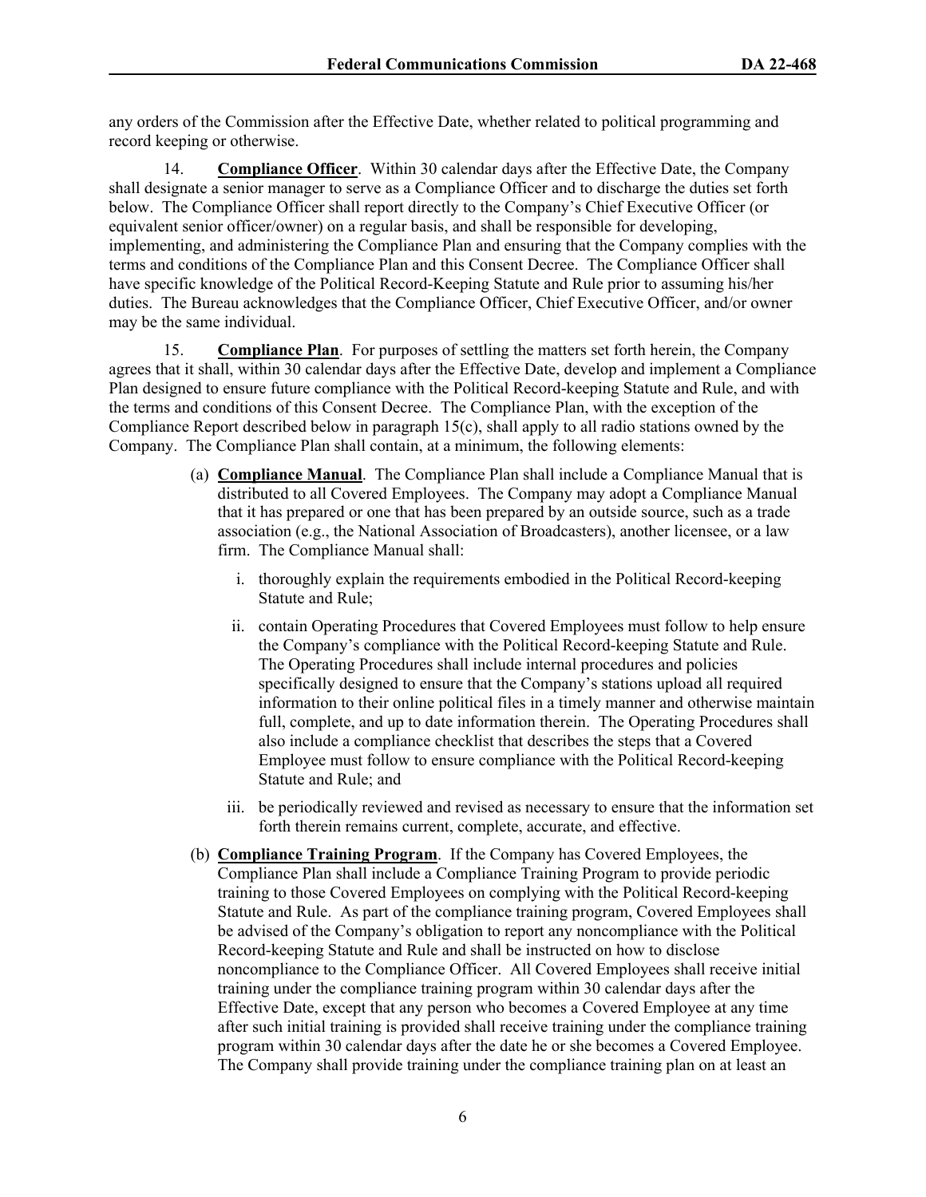any orders of the Commission after the Effective Date, whether related to political programming and record keeping or otherwise.

14. **Compliance Officer**. Within 30 calendar days after the Effective Date, the Company shall designate a senior manager to serve as a Compliance Officer and to discharge the duties set forth below. The Compliance Officer shall report directly to the Company's Chief Executive Officer (or equivalent senior officer/owner) on a regular basis, and shall be responsible for developing, implementing, and administering the Compliance Plan and ensuring that the Company complies with the terms and conditions of the Compliance Plan and this Consent Decree. The Compliance Officer shall have specific knowledge of the Political Record-Keeping Statute and Rule prior to assuming his/her duties. The Bureau acknowledges that the Compliance Officer, Chief Executive Officer, and/or owner may be the same individual.

15. **Compliance Plan**. For purposes of settling the matters set forth herein, the Company agrees that it shall, within 30 calendar days after the Effective Date, develop and implement a Compliance Plan designed to ensure future compliance with the Political Record-keeping Statute and Rule, and with the terms and conditions of this Consent Decree. The Compliance Plan, with the exception of the Compliance Report described below in paragraph 15(c), shall apply to all radio stations owned by the Company. The Compliance Plan shall contain, at a minimum, the following elements:

(a) **Compliance Manual**. The Compliance Plan shall include a Compliance Manual that is distributed to all Covered Employees. The Company may adopt a Compliance Manual that it has prepared or one that has been prepared by an outside source, such as a trade association (e.g., the National Association of Broadcasters), another licensee, or a law firm. The Compliance Manual shall:

i. thoroughly explain the requirements embodied in the Political Record-keeping Statute and Rule;

ii. contain Operating Procedures that Covered Employees must follow to help ensure the Company's compliance with the Political Record-keeping Statute and Rule. The Operating Procedures shall include internal procedures and policies specifically designed to ensure that the Company's stations upload all required information to their online political files in a timely manner and otherwise maintain full, complete, and up to date information therein. The Operating Procedures shall also include a compliance checklist that describes the steps that a Covered Employee must follow to ensure compliance with the Political Record-keeping Statute and Rule; and

iii. be periodically reviewed and revised as necessary to ensure that the information set forth therein remains current, complete, accurate, and effective.

(b) **Compliance Training Program**. If the Company has Covered Employees, the Compliance Plan shall include a Compliance Training Program to provide periodic training to those Covered Employees on complying with the Political Record-keeping Statute and Rule. As part of the compliance training program, Covered Employees shall be advised of the Company's obligation to report any noncompliance with the Political Record-keeping Statute and Rule and shall be instructed on how to disclose noncompliance to the Compliance Officer. All Covered Employees shall receive initial training under the compliance training program within 30 calendar days after the Effective Date, except that any person who becomes a Covered Employee at any time after such initial training is provided shall receive training under the compliance training program within 30 calendar days after the date he or she becomes a Covered Employee. The Company shall provide training under the compliance training plan on at least an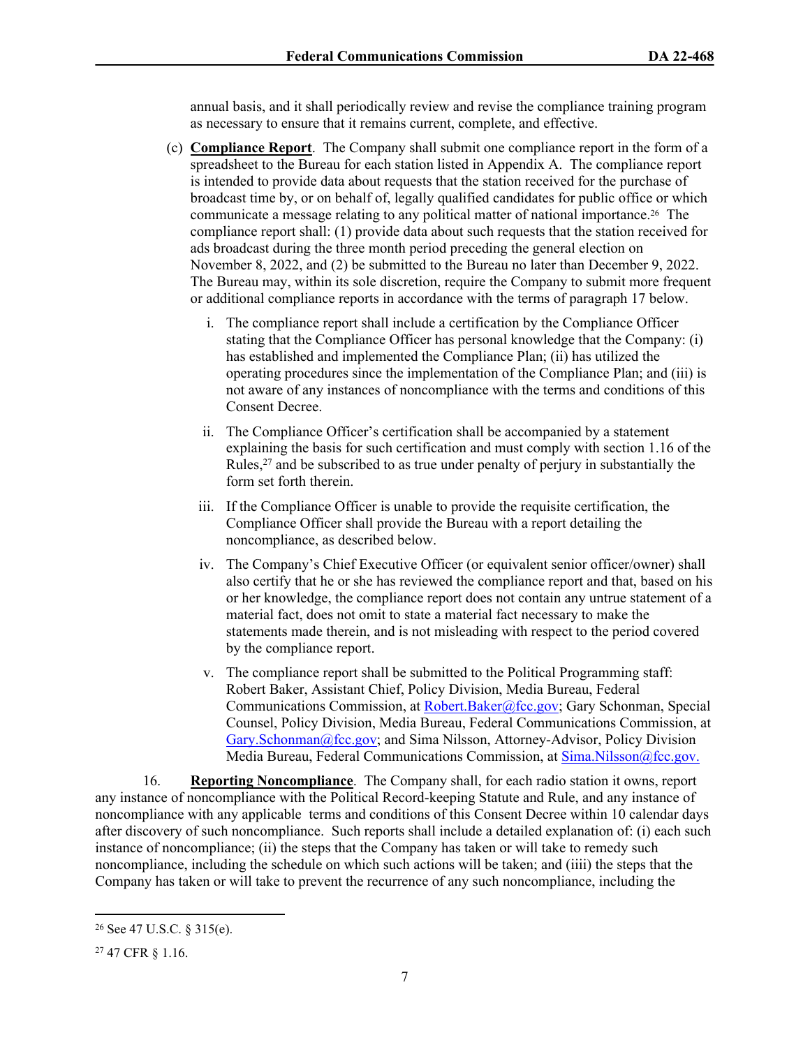annual basis, and it shall periodically review and revise the compliance training program as necessary to ensure that it remains current, complete, and effective.

(c) **Compliance Report**. The Company shall submit one compliance report in the form of a spreadsheet to the Bureau for each station listed in Appendix A. The compliance report is intended to provide data about requests that the station received for the purchase of broadcast time by, or on behalf of, legally qualified candidates for public office or which communicate a message relating to any political matter of national importance.[26] The compliance report shall: (1) provide data about such requests that the station received for ads broadcast during the three month period preceding the general election on November 8, 2022, and (2) be submitted to the Bureau no later than December 9, 2022. The Bureau may, within its sole discretion, require the Company to submit more frequent or additional compliance reports in accordance with the terms of paragraph 17 below.

i. The compliance report shall include a certification by the Compliance Officer stating that the Compliance Officer has personal knowledge that the Company: (i) has established and implemented the Compliance Plan; (ii) has utilized the operating procedures since the implementation of the Compliance Plan; and (iii) is not aware of any instances of noncompliance with the terms and conditions of this Consent Decree.

ii. The Compliance Officer's certification shall be accompanied by a statement explaining the basis for such certification and must comply with section 1.16 of the Rules,[27] and be subscribed to as true under penalty of perjury in substantially the form set forth therein.

iii. If the Compliance Officer is unable to provide the requisite certification, the Compliance Officer shall provide the Bureau with a report detailing the noncompliance, as described below.

iv. The Company's Chief Executive Officer (or equivalent senior officer/owner) shall also certify that he or she has reviewed the compliance report and that, based on his or her knowledge, the compliance report does not contain any untrue statement of a material fact, does not omit to state a material fact necessary to make the statements made therein, and is not misleading with respect to the period covered by the compliance report.

v. The compliance report shall be submitted to the Political Programming staff: Robert Baker, Assistant Chief, Policy Division, Media Bureau, Federal Communications Commission, at Robert.Baker@fcc.gov; Gary Schonman, Special Counsel, Policy Division, Media Bureau, Federal Communications Commission, at Gary.Schonman@fcc.gov; and Sima Nilsson, Attorney-Advisor, Policy Division Media Bureau, Federal Communications Commission, at Sima.Nilsson@fcc.gov.

16. **Reporting Noncompliance**. The Company shall, for each radio station it owns, report any instance of noncompliance with the Political Record-keeping Statute and Rule, and any instance of noncompliance with any applicable terms and conditions of this Consent Decree within 10 calendar days after discovery of such noncompliance. Such reports shall include a detailed explanation of: (i) each such instance of noncompliance; (ii) the steps that the Company has taken or will take to remedy such noncompliance, including the schedule on which such actions will be taken; and (iiii) the steps that the Company has taken or will take to prevent the recurrence of any such noncompliance, including the

---

[26] See 47 U.S.C. § 315(e).

[27] 47 CFR § 1.16.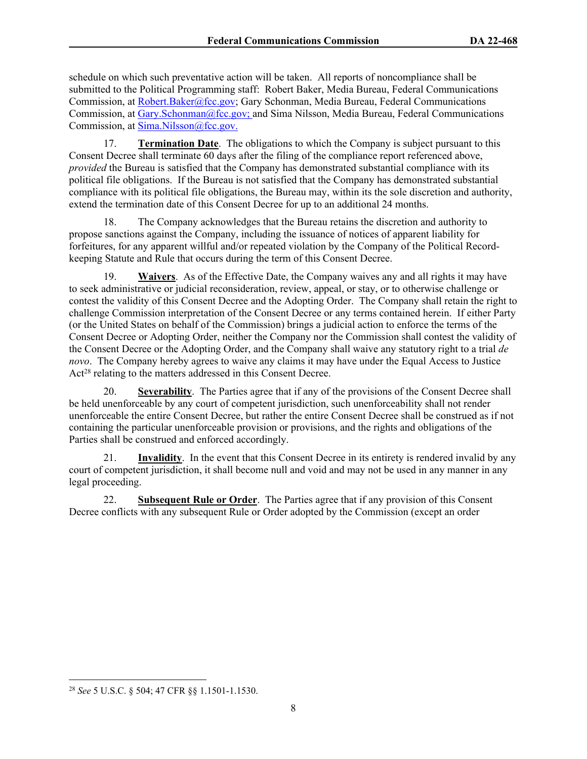schedule on which such preventative action will be taken. All reports of noncompliance shall be submitted to the Political Programming staff: Robert Baker, Media Bureau, Federal Communications Commission, at Robert.Baker@fcc.gov; Gary Schonman, Media Bureau, Federal Communications Commission, at Gary.Schonman@fcc.gov; and Sima Nilsson, Media Bureau, Federal Communications Commission, at Sima.Nilsson@fcc.gov.

17. **Termination Date**. The obligations to which the Company is subject pursuant to this Consent Decree shall terminate 60 days after the filing of the compliance report referenced above, *provided* the Bureau is satisfied that the Company has demonstrated substantial compliance with its political file obligations. If the Bureau is not satisfied that the Company has demonstrated substantial compliance with its political file obligations, the Bureau may, within its the sole discretion and authority, extend the termination date of this Consent Decree for up to an additional 24 months.

18. The Company acknowledges that the Bureau retains the discretion and authority to propose sanctions against the Company, including the issuance of notices of apparent liability for forfeitures, for any apparent willful and/or repeated violation by the Company of the Political Record-keeping Statute and Rule that occurs during the term of this Consent Decree.

19. **Waivers**. As of the Effective Date, the Company waives any and all rights it may have to seek administrative or judicial reconsideration, review, appeal, or stay, or to otherwise challenge or contest the validity of this Consent Decree and the Adopting Order. The Company shall retain the right to challenge Commission interpretation of the Consent Decree or any terms contained herein. If either Party (or the United States on behalf of the Commission) brings a judicial action to enforce the terms of the Consent Decree or Adopting Order, neither the Company nor the Commission shall contest the validity of the Consent Decree or the Adopting Order, and the Company shall waive any statutory right to a trial *de novo*. The Company hereby agrees to waive any claims it may have under the Equal Access to Justice Act[28] relating to the matters addressed in this Consent Decree.

20. **Severability**. The Parties agree that if any of the provisions of the Consent Decree shall be held unenforceable by any court of competent jurisdiction, such unenforceability shall not render unenforceable the entire Consent Decree, but rather the entire Consent Decree shall be construed as if not containing the particular unenforceable provision or provisions, and the rights and obligations of the Parties shall be construed and enforced accordingly.

21. **Invalidity**. In the event that this Consent Decree in its entirety is rendered invalid by any court of competent jurisdiction, it shall become null and void and may not be used in any manner in any legal proceeding.

22. **Subsequent Rule or Order**. The Parties agree that if any provision of this Consent Decree conflicts with any subsequent Rule or Order adopted by the Commission (except an order

---

[28] *See* 5 U.S.C. § 504; 47 CFR §§ 1.1501-1.1530.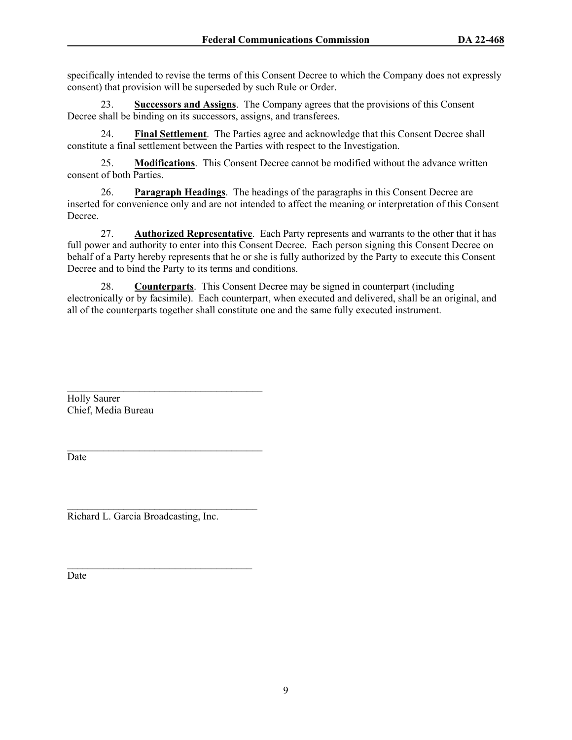specifically intended to revise the terms of this Consent Decree to which the Company does not expressly consent) that provision will be superseded by such Rule or Order.

23. **Successors and Assigns**. The Company agrees that the provisions of this Consent Decree shall be binding on its successors, assigns, and transferees.

24. **Final Settlement**. The Parties agree and acknowledge that this Consent Decree shall constitute a final settlement between the Parties with respect to the Investigation.

25. **Modifications**. This Consent Decree cannot be modified without the advance written consent of both Parties.

26. **Paragraph Headings**. The headings of the paragraphs in this Consent Decree are inserted for convenience only and are not intended to affect the meaning or interpretation of this Consent Decree.

27. **Authorized Representative**. Each Party represents and warrants to the other that it has full power and authority to enter into this Consent Decree. Each person signing this Consent Decree on behalf of a Party hereby represents that he or she is fully authorized by the Party to execute this Consent Decree and to bind the Party to its terms and conditions.

28. **Counterparts**. This Consent Decree may be signed in counterpart (including electronically or by facsimile). Each counterpart, when executed and delivered, shall be an original, and all of the counterparts together shall constitute one and the same fully executed instrument.

______________________________________
Holly Saurer
Chief, Media Bureau

______________________________________
Date

______________________________________
Richard L. Garcia Broadcasting, Inc.

______________________________________
Date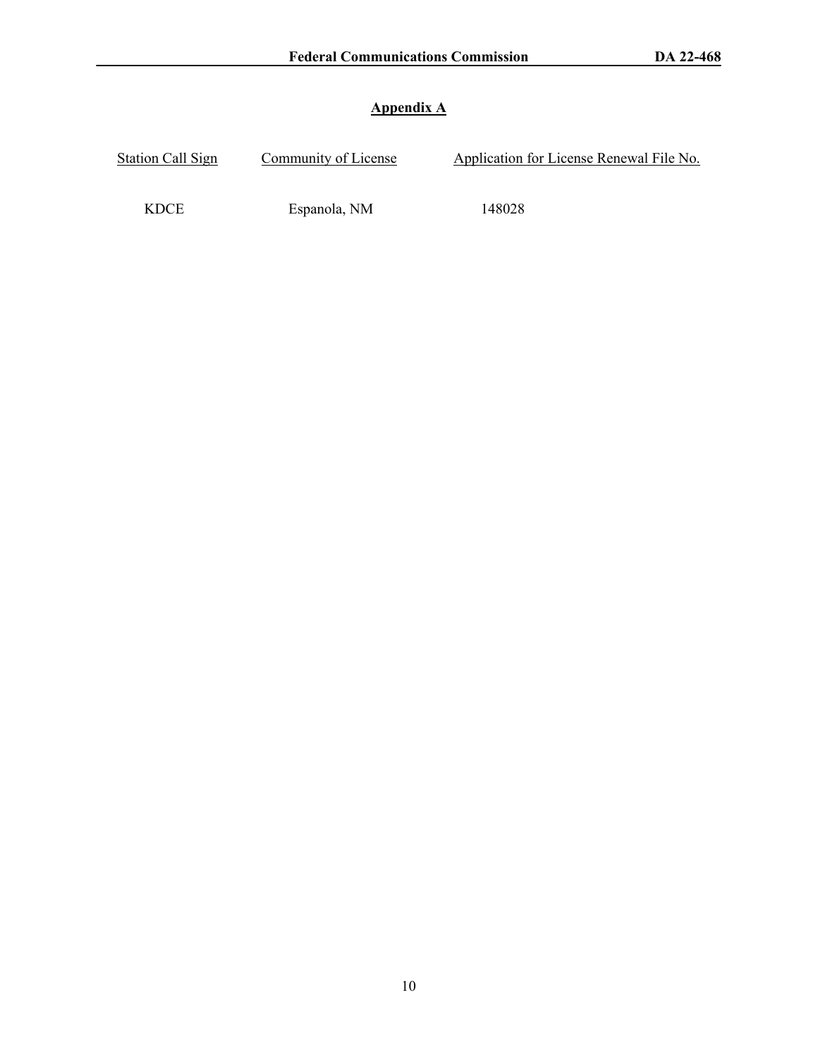## Appendix A

| Station Call Sign | Community of License | Application for License Renewal File No. |
|---|---|---|
| KDCE | Espanola, NM | 148028 |